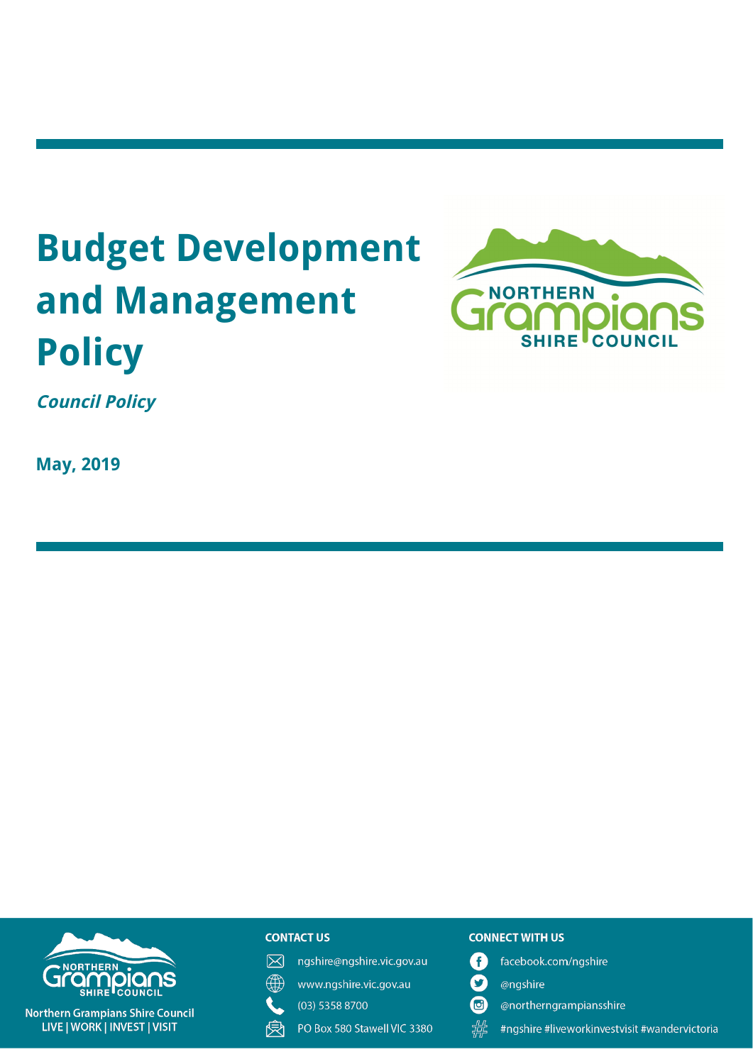# Budget Development and Management Policy

***Council Policy***

**May, 2019**

Northern Grampians Shire Council
LIVE | WORK | INVEST | VISIT

**CONTACT US**

ngshire@ngshire.vic.gov.au
www.ngshire.vic.gov.au
(03) 5358 8700
PO Box 580 Stawell VIC 3380

**CONNECT WITH US**

facebook.com/ngshire
@ngshire
@northerngrampiansshire
#ngshire #liveworkinvestvisit #wandervictoria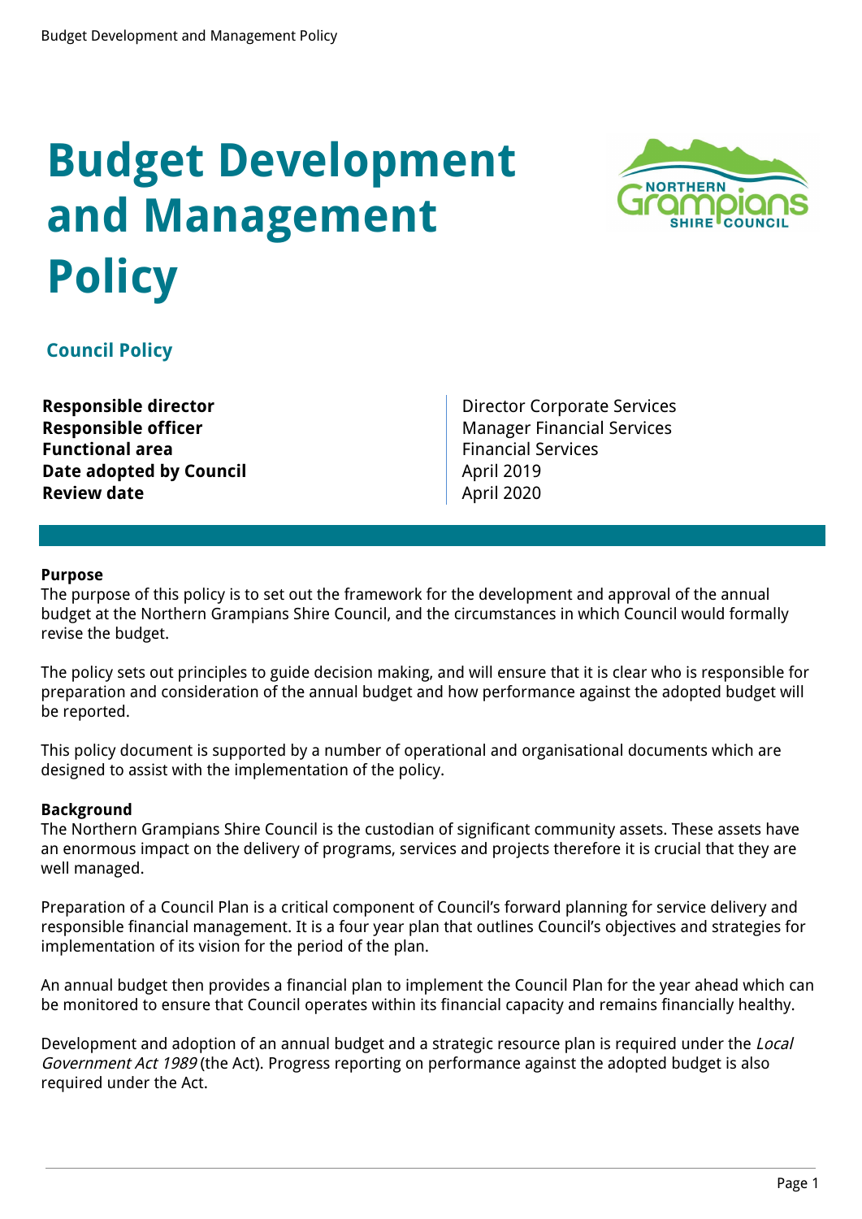# Budget Development and Management Policy

## Council Policy

| | |
|---|---|
| **Responsible director** | Director Corporate Services |
| **Responsible officer** | Manager Financial Services |
| **Functional area** | Financial Services |
| **Date adopted by Council** | April 2019 |
| **Review date** | April 2020 |

**Purpose**

The purpose of this policy is to set out the framework for the development and approval of the annual budget at the Northern Grampians Shire Council, and the circumstances in which Council would formally revise the budget.

The policy sets out principles to guide decision making, and will ensure that it is clear who is responsible for preparation and consideration of the annual budget and how performance against the adopted budget will be reported.

This policy document is supported by a number of operational and organisational documents which are designed to assist with the implementation of the policy.

**Background**

The Northern Grampians Shire Council is the custodian of significant community assets. These assets have an enormous impact on the delivery of programs, services and projects therefore it is crucial that they are well managed.

Preparation of a Council Plan is a critical component of Council's forward planning for service delivery and responsible financial management. It is a four year plan that outlines Council's objectives and strategies for implementation of its vision for the period of the plan.

An annual budget then provides a financial plan to implement the Council Plan for the year ahead which can be monitored to ensure that Council operates within its financial capacity and remains financially healthy.

Development and adoption of an annual budget and a strategic resource plan is required under the *Local Government Act 1989* (the Act). Progress reporting on performance against the adopted budget is also required under the Act.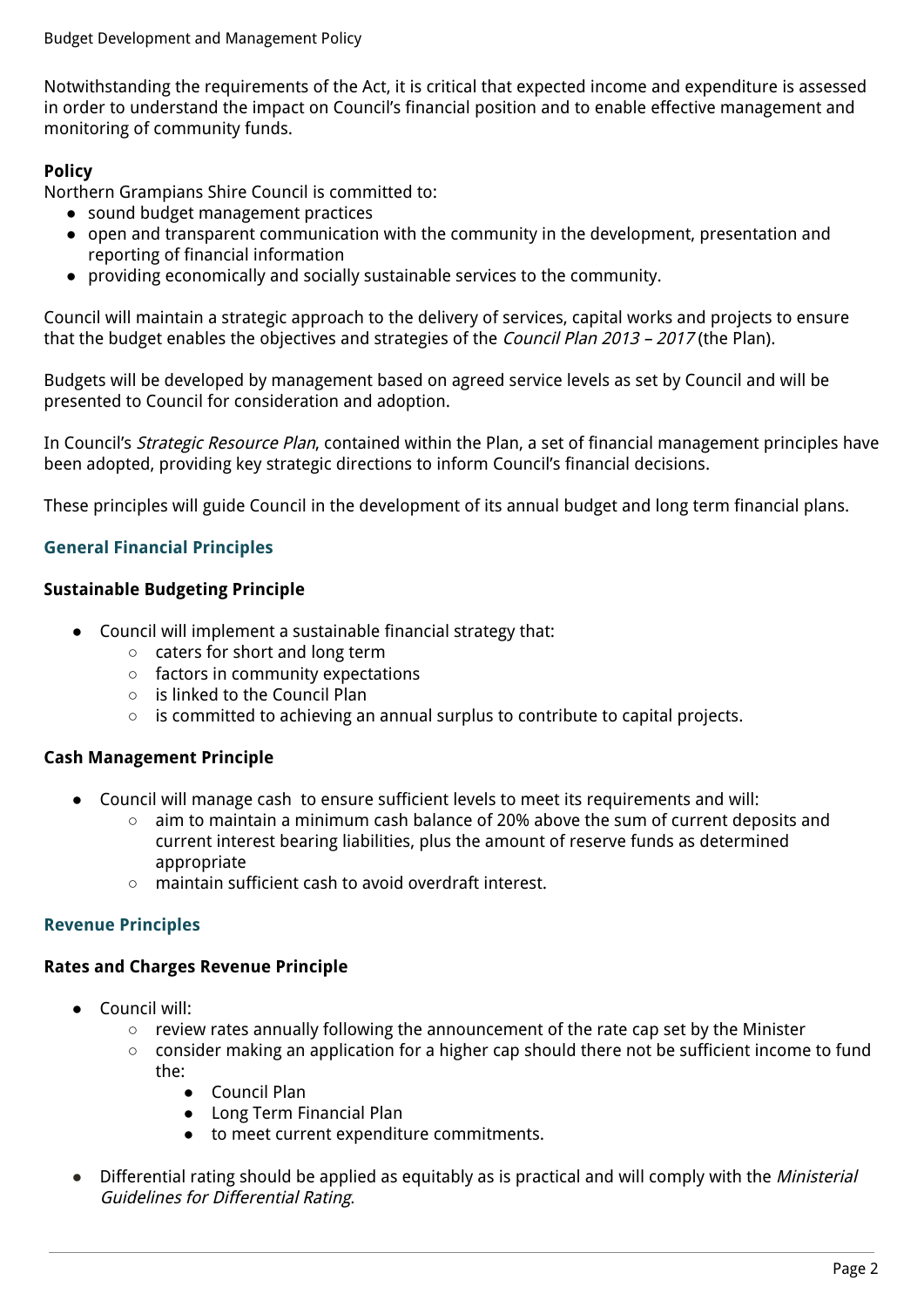Notwithstanding the requirements of the Act, it is critical that expected income and expenditure is assessed in order to understand the impact on Council's financial position and to enable effective management and monitoring of community funds.

**Policy**

Northern Grampians Shire Council is committed to:

- sound budget management practices
- open and transparent communication with the community in the development, presentation and reporting of financial information
- providing economically and socially sustainable services to the community.

Council will maintain a strategic approach to the delivery of services, capital works and projects to ensure that the budget enables the objectives and strategies of the *Council Plan 2013 – 2017* (the Plan).

Budgets will be developed by management based on agreed service levels as set by Council and will be presented to Council for consideration and adoption.

In Council's *Strategic Resource Plan*, contained within the Plan, a set of financial management principles have been adopted, providing key strategic directions to inform Council's financial decisions.

These principles will guide Council in the development of its annual budget and long term financial plans.

## General Financial Principles

### Sustainable Budgeting Principle

- Council will implement a sustainable financial strategy that:
    - caters for short and long term
    - factors in community expectations
    - is linked to the Council Plan
    - is committed to achieving an annual surplus to contribute to capital projects.

### Cash Management Principle

- Council will manage cash to ensure sufficient levels to meet its requirements and will:
    - aim to maintain a minimum cash balance of 20% above the sum of current deposits and current interest bearing liabilities, plus the amount of reserve funds as determined appropriate
    - maintain sufficient cash to avoid overdraft interest.

## Revenue Principles

### Rates and Charges Revenue Principle

- Council will:
    - review rates annually following the announcement of the rate cap set by the Minister
    - consider making an application for a higher cap should there not be sufficient income to fund the:
        - Council Plan
        - Long Term Financial Plan
        - to meet current expenditure commitments.
- Differential rating should be applied as equitably as is practical and will comply with the *Ministerial Guidelines for Differential Rating*.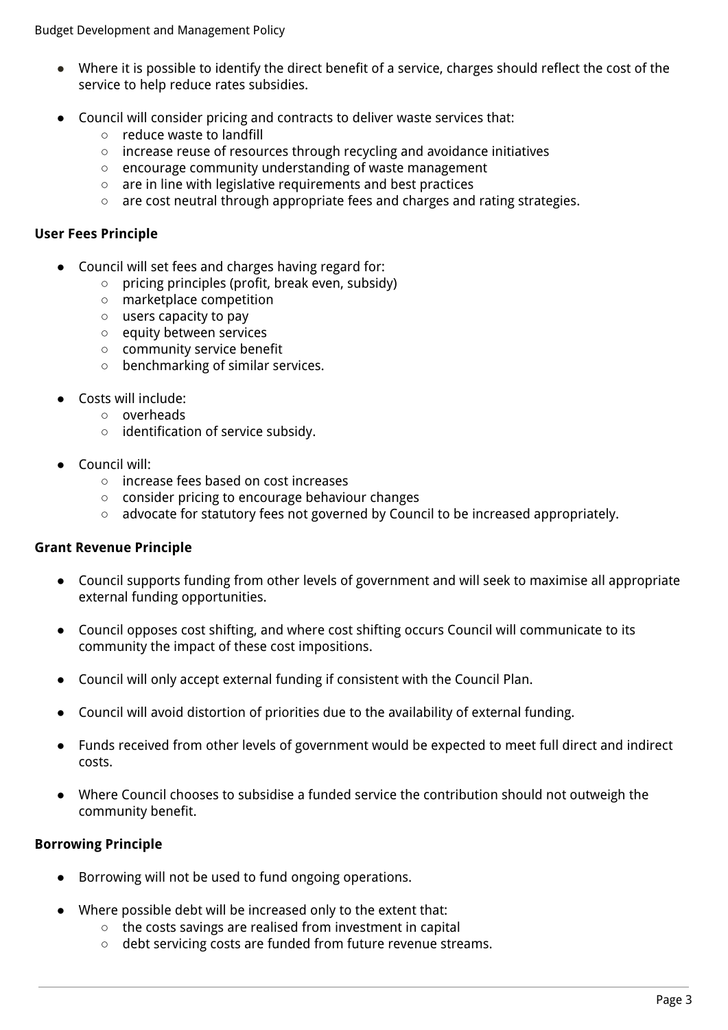- Where it is possible to identify the direct benefit of a service, charges should reflect the cost of the service to help reduce rates subsidies.

- Council will consider pricing and contracts to deliver waste services that:
  - reduce waste to landfill
  - increase reuse of resources through recycling and avoidance initiatives
  - encourage community understanding of waste management
  - are in line with legislative requirements and best practices
  - are cost neutral through appropriate fees and charges and rating strategies.

**User Fees Principle**

- Council will set fees and charges having regard for:
  - pricing principles (profit, break even, subsidy)
  - marketplace competition
  - users capacity to pay
  - equity between services
  - community service benefit
  - benchmarking of similar services.

- Costs will include:
  - overheads
  - identification of service subsidy.

- Council will:
  - increase fees based on cost increases
  - consider pricing to encourage behaviour changes
  - advocate for statutory fees not governed by Council to be increased appropriately.

**Grant Revenue Principle**

- Council supports funding from other levels of government and will seek to maximise all appropriate external funding opportunities.

- Council opposes cost shifting, and where cost shifting occurs Council will communicate to its community the impact of these cost impositions.

- Council will only accept external funding if consistent with the Council Plan.

- Council will avoid distortion of priorities due to the availability of external funding.

- Funds received from other levels of government would be expected to meet full direct and indirect costs.

- Where Council chooses to subsidise a funded service the contribution should not outweigh the community benefit.

**Borrowing Principle**

- Borrowing will not be used to fund ongoing operations.

- Where possible debt will be increased only to the extent that:
  - the costs savings are realised from investment in capital
  - debt servicing costs are funded from future revenue streams.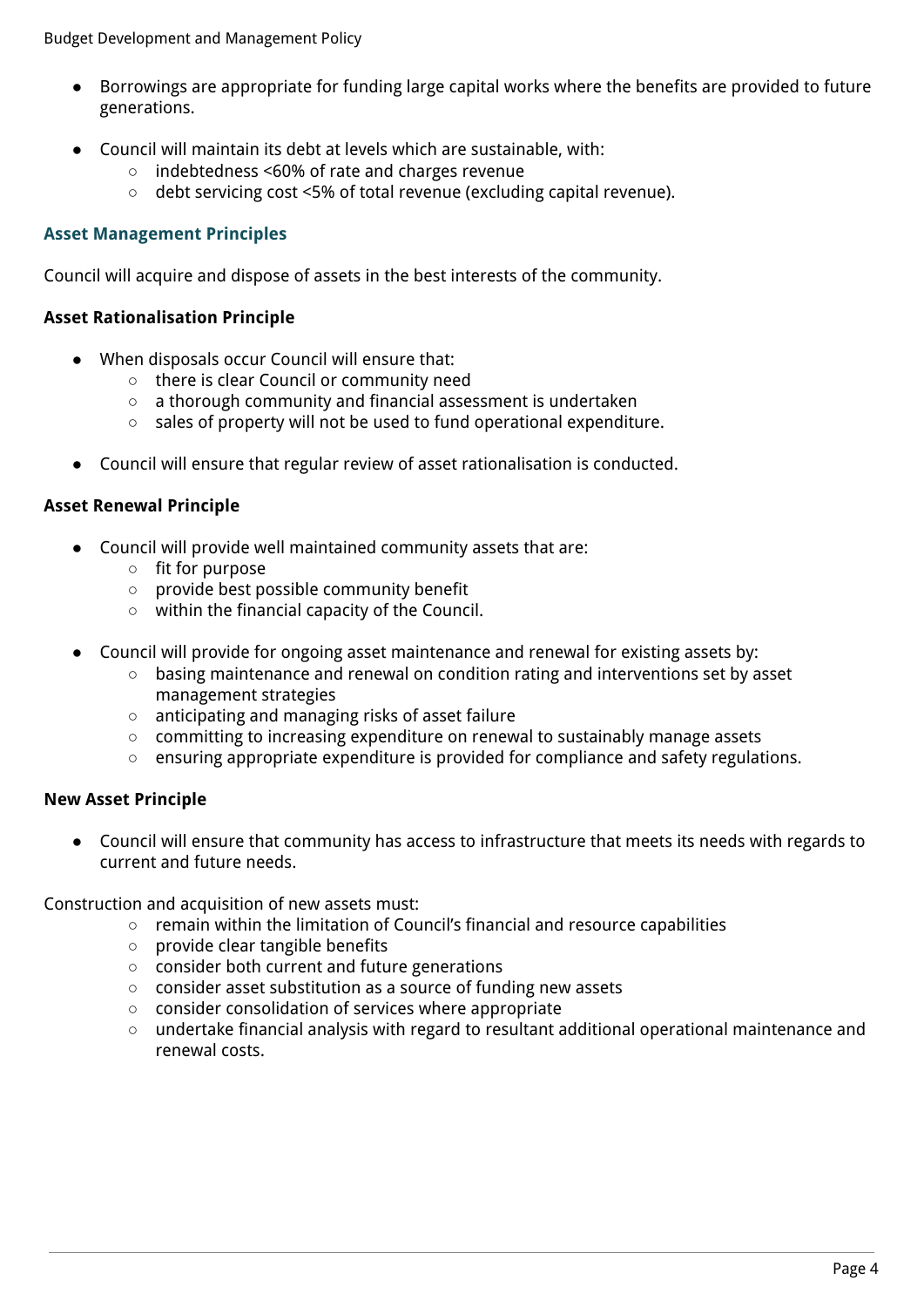- Borrowings are appropriate for funding large capital works where the benefits are provided to future generations.

- Council will maintain its debt at levels which are sustainable, with:
  - indebtedness <60% of rate and charges revenue
  - debt servicing cost <5% of total revenue (excluding capital revenue).

## Asset Management Principles

Council will acquire and dispose of assets in the best interests of the community.

### Asset Rationalisation Principle

- When disposals occur Council will ensure that:
  - there is clear Council or community need
  - a thorough community and financial assessment is undertaken
  - sales of property will not be used to fund operational expenditure.

- Council will ensure that regular review of asset rationalisation is conducted.

### Asset Renewal Principle

- Council will provide well maintained community assets that are:
  - fit for purpose
  - provide best possible community benefit
  - within the financial capacity of the Council.

- Council will provide for ongoing asset maintenance and renewal for existing assets by:
  - basing maintenance and renewal on condition rating and interventions set by asset management strategies
  - anticipating and managing risks of asset failure
  - committing to increasing expenditure on renewal to sustainably manage assets
  - ensuring appropriate expenditure is provided for compliance and safety regulations.

### New Asset Principle

- Council will ensure that community has access to infrastructure that meets its needs with regards to current and future needs.

Construction and acquisition of new assets must:

- remain within the limitation of Council's financial and resource capabilities
- provide clear tangible benefits
- consider both current and future generations
- consider asset substitution as a source of funding new assets
- consider consolidation of services where appropriate
- undertake financial analysis with regard to resultant additional operational maintenance and renewal costs.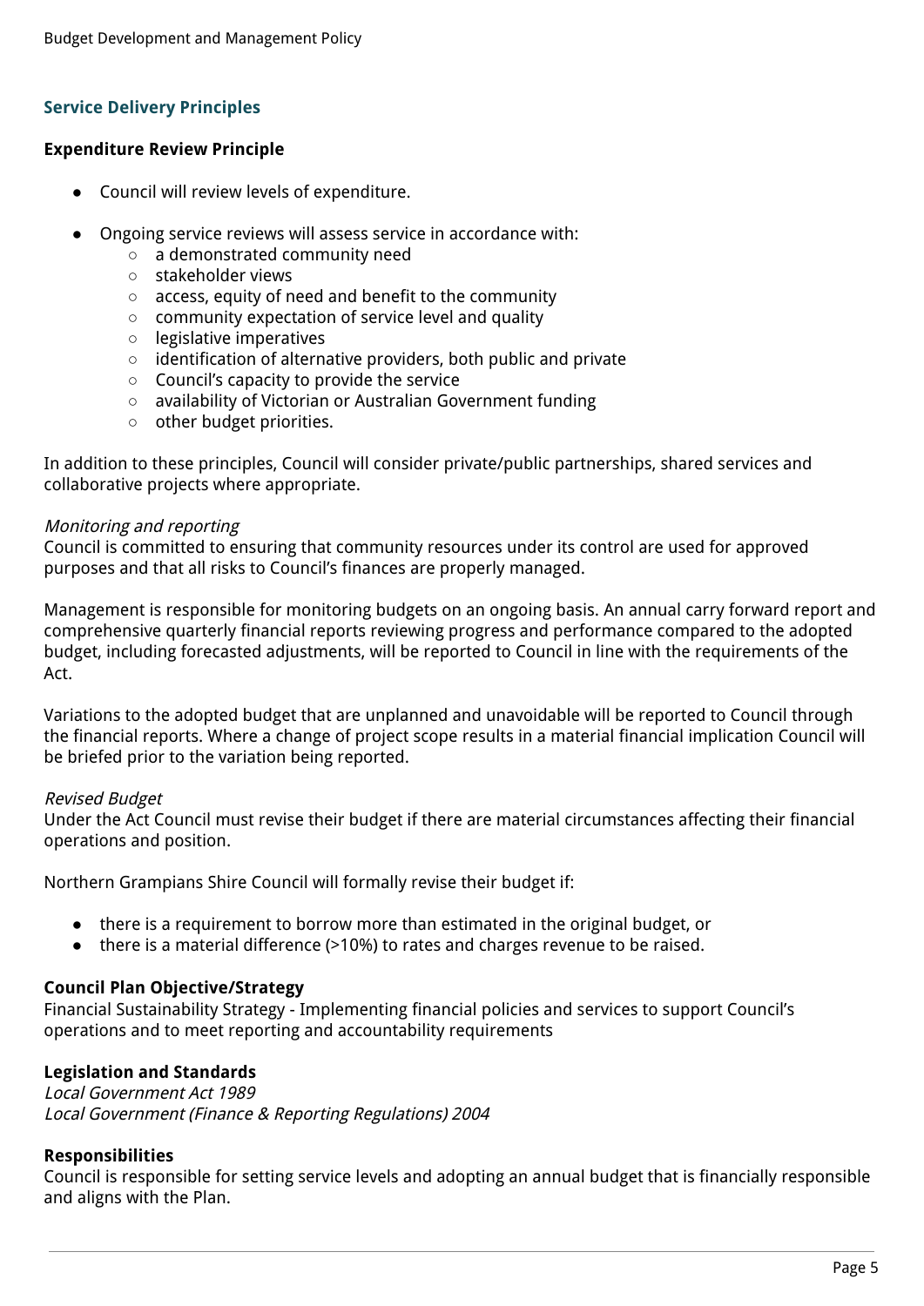## Service Delivery Principles

**Expenditure Review Principle**

- Council will review levels of expenditure.
- Ongoing service reviews will assess service in accordance with:
  - a demonstrated community need
  - stakeholder views
  - access, equity of need and benefit to the community
  - community expectation of service level and quality
  - legislative imperatives
  - identification of alternative providers, both public and private
  - Council's capacity to provide the service
  - availability of Victorian or Australian Government funding
  - other budget priorities.

In addition to these principles, Council will consider private/public partnerships, shared services and collaborative projects where appropriate.

*Monitoring and reporting*
Council is committed to ensuring that community resources under its control are used for approved purposes and that all risks to Council's finances are properly managed.

Management is responsible for monitoring budgets on an ongoing basis. An annual carry forward report and comprehensive quarterly financial reports reviewing progress and performance compared to the adopted budget, including forecasted adjustments, will be reported to Council in line with the requirements of the Act.

Variations to the adopted budget that are unplanned and unavoidable will be reported to Council through the financial reports. Where a change of project scope results in a material financial implication Council will be briefed prior to the variation being reported.

*Revised Budget*
Under the Act Council must revise their budget if there are material circumstances affecting their financial operations and position.

Northern Grampians Shire Council will formally revise their budget if:

- there is a requirement to borrow more than estimated in the original budget, or
- there is a material difference (>10%) to rates and charges revenue to be raised.

**Council Plan Objective/Strategy**
Financial Sustainability Strategy - Implementing financial policies and services to support Council's operations and to meet reporting and accountability requirements

**Legislation and Standards**
*Local Government Act 1989*
*Local Government (Finance & Reporting Regulations) 2004*

**Responsibilities**
Council is responsible for setting service levels and adopting an annual budget that is financially responsible and aligns with the Plan.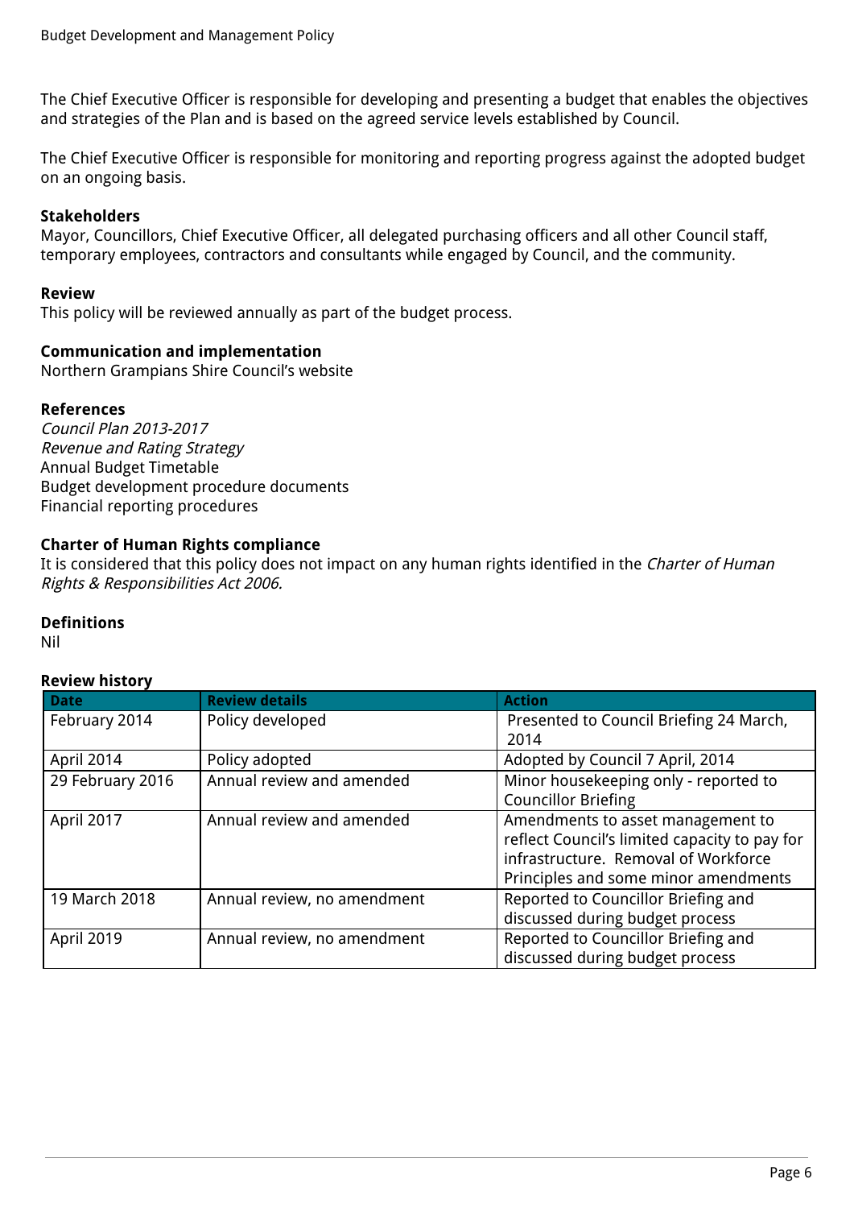The Chief Executive Officer is responsible for developing and presenting a budget that enables the objectives and strategies of the Plan and is based on the agreed service levels established by Council.

The Chief Executive Officer is responsible for monitoring and reporting progress against the adopted budget on an ongoing basis.

**Stakeholders**
Mayor, Councillors, Chief Executive Officer, all delegated purchasing officers and all other Council staff, temporary employees, contractors and consultants while engaged by Council, and the community.

**Review**
This policy will be reviewed annually as part of the budget process.

**Communication and implementation**
Northern Grampians Shire Council's website

**References**
*Council Plan 2013-2017*
*Revenue and Rating Strategy*
Annual Budget Timetable
Budget development procedure documents
Financial reporting procedures

**Charter of Human Rights compliance**
It is considered that this policy does not impact on any human rights identified in the *Charter of Human Rights & Responsibilities Act 2006.*

**Definitions**
Nil

**Review history**

| Date | Review details | Action |
|---|---|---|
| February 2014 | Policy developed | Presented to Council Briefing 24 March, 2014 |
| April 2014 | Policy adopted | Adopted by Council 7 April, 2014 |
| 29 February 2016 | Annual review and amended | Minor housekeeping only - reported to Councillor Briefing |
| April 2017 | Annual review and amended | Amendments to asset management to reflect Council's limited capacity to pay for infrastructure. Removal of Workforce Principles and some minor amendments |
| 19 March 2018 | Annual review, no amendment | Reported to Councillor Briefing and discussed during budget process |
| April 2019 | Annual review, no amendment | Reported to Councillor Briefing and discussed during budget process |